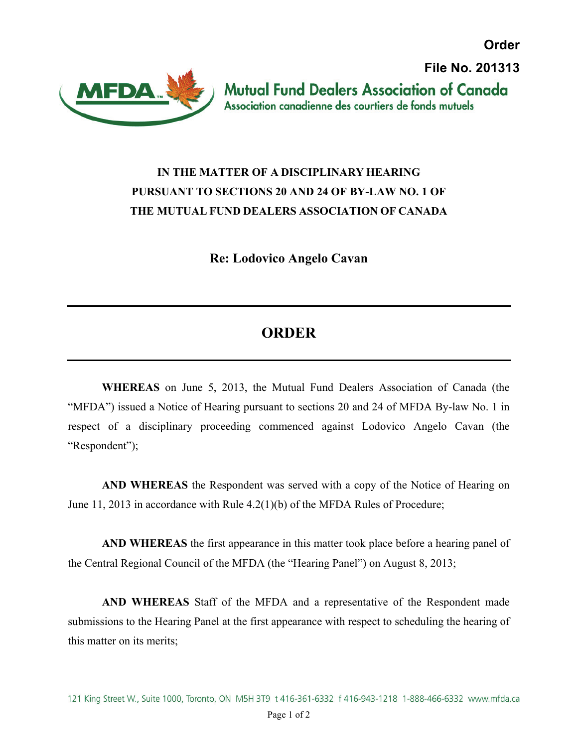**Order**

**File No. 201313**

Mutual Fund Dealers Association of Canada
Association canadienne des courtiers de fonds mutuels

**IN THE MATTER OF A DISCIPLINARY HEARING PURSUANT TO SECTIONS 20 AND 24 OF BY-LAW NO. 1 OF THE MUTUAL FUND DEALERS ASSOCIATION OF CANADA**

**Re: Lodovico Angelo Cavan**

# ORDER

**WHEREAS** on June 5, 2013, the Mutual Fund Dealers Association of Canada (the "MFDA") issued a Notice of Hearing pursuant to sections 20 and 24 of MFDA By-law No. 1 in respect of a disciplinary proceeding commenced against Lodovico Angelo Cavan (the "Respondent");

**AND WHEREAS** the Respondent was served with a copy of the Notice of Hearing on June 11, 2013 in accordance with Rule 4.2(1)(b) of the MFDA Rules of Procedure;

**AND WHEREAS** the first appearance in this matter took place before a hearing panel of the Central Regional Council of the MFDA (the "Hearing Panel") on August 8, 2013;

**AND WHEREAS** Staff of the MFDA and a representative of the Respondent made submissions to the Hearing Panel at the first appearance with respect to scheduling the hearing of this matter on its merits;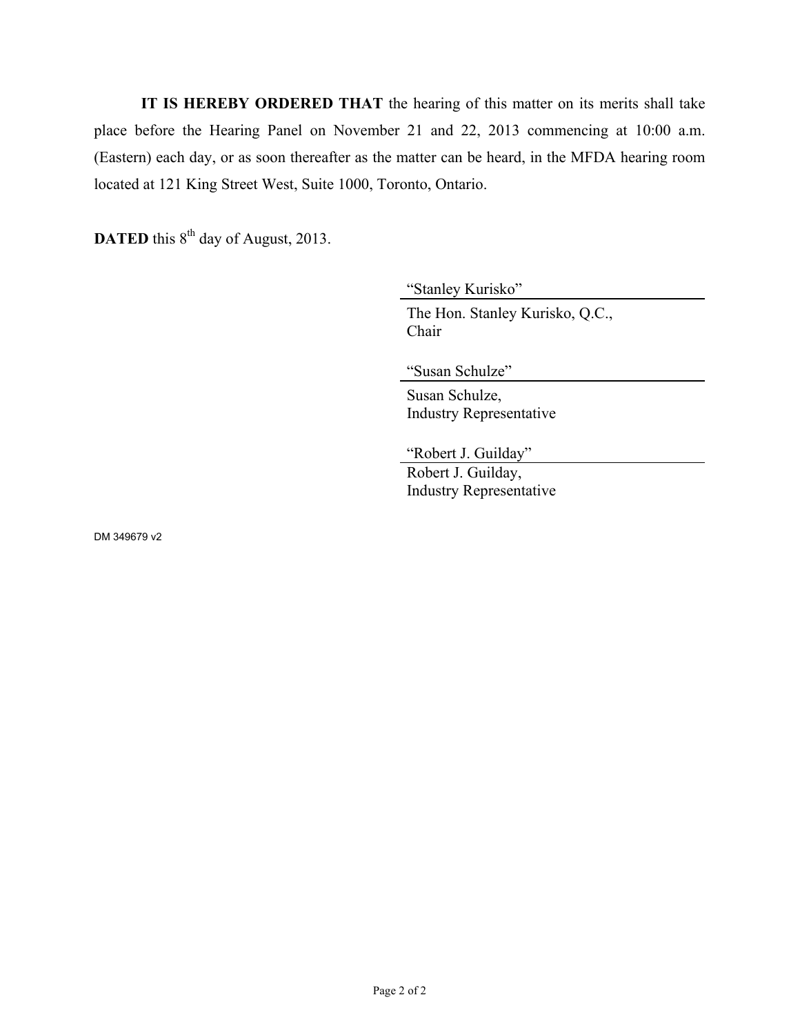**IT IS HEREBY ORDERED THAT** the hearing of this matter on its merits shall take place before the Hearing Panel on November 21 and 22, 2013 commencing at 10:00 a.m. (Eastern) each day, or as soon thereafter as the matter can be heard, in the MFDA hearing room located at 121 King Street West, Suite 1000, Toronto, Ontario.

**DATED** this 8th day of August, 2013.

"Stanley Kurisko"

The Hon. Stanley Kurisko, Q.C.,
Chair

"Susan Schulze"

Susan Schulze,
Industry Representative

"Robert J. Guilday"

Robert J. Guilday,
Industry Representative

DM 349679 v2